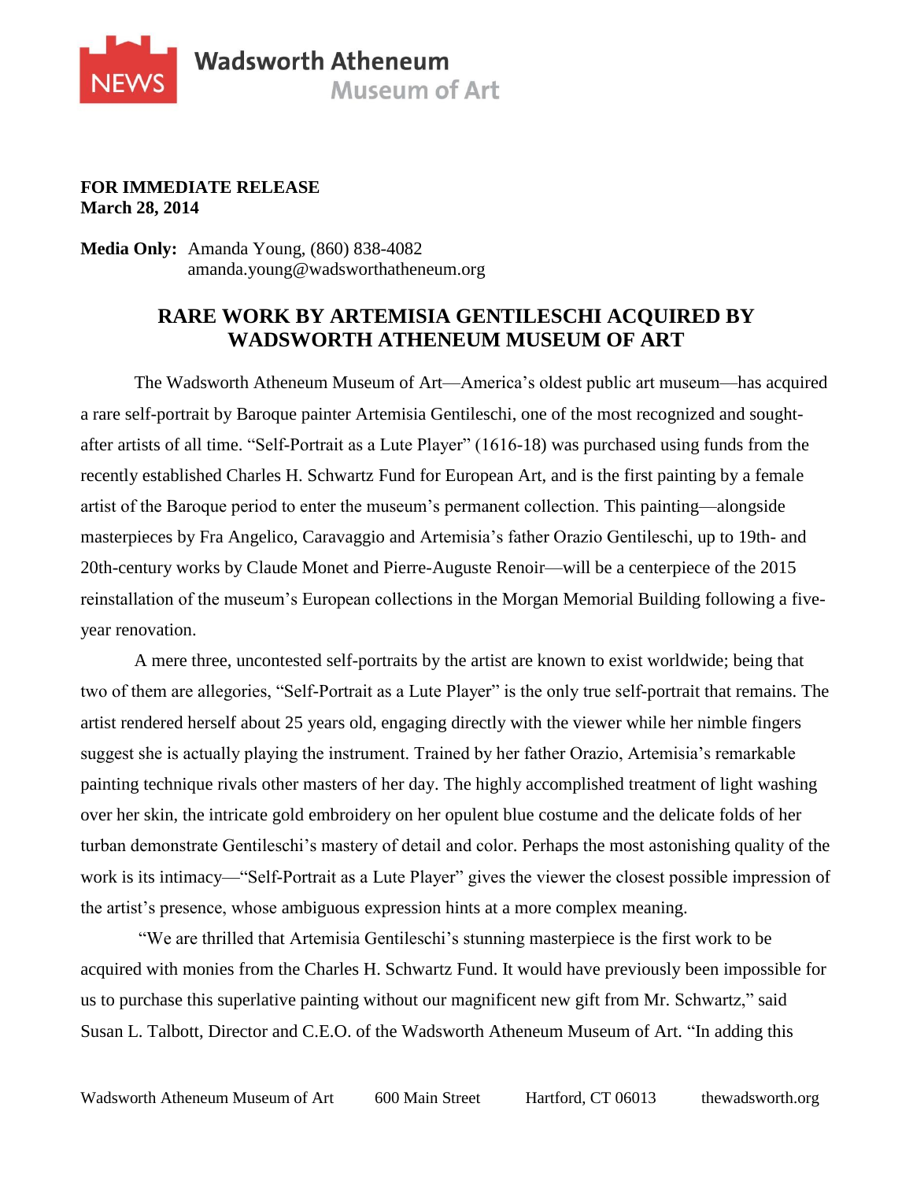**NEWS** Wadsworth Atheneum Museum of Art

**FOR IMMEDIATE RELEASE**
**March 28, 2014**

**Media Only:** Amanda Young, (860) 838-4082
amanda.young@wadsworthatheneum.org

## RARE WORK BY ARTEMISIA GENTILESCHI ACQUIRED BY WADSWORTH ATHENEUM MUSEUM OF ART

The Wadsworth Atheneum Museum of Art—America's oldest public art museum—has acquired a rare self-portrait by Baroque painter Artemisia Gentileschi, one of the most recognized and sought-after artists of all time. "Self-Portrait as a Lute Player" (1616-18) was purchased using funds from the recently established Charles H. Schwartz Fund for European Art, and is the first painting by a female artist of the Baroque period to enter the museum's permanent collection. This painting—alongside masterpieces by Fra Angelico, Caravaggio and Artemisia's father Orazio Gentileschi, up to 19th- and 20th-century works by Claude Monet and Pierre-Auguste Renoir—will be a centerpiece of the 2015 reinstallation of the museum's European collections in the Morgan Memorial Building following a five-year renovation.

A mere three, uncontested self-portraits by the artist are known to exist worldwide; being that two of them are allegories, "Self-Portrait as a Lute Player" is the only true self-portrait that remains. The artist rendered herself about 25 years old, engaging directly with the viewer while her nimble fingers suggest she is actually playing the instrument. Trained by her father Orazio, Artemisia's remarkable painting technique rivals other masters of her day. The highly accomplished treatment of light washing over her skin, the intricate gold embroidery on her opulent blue costume and the delicate folds of her turban demonstrate Gentileschi's mastery of detail and color. Perhaps the most astonishing quality of the work is its intimacy—"Self-Portrait as a Lute Player" gives the viewer the closest possible impression of the artist's presence, whose ambiguous expression hints at a more complex meaning.

"We are thrilled that Artemisia Gentileschi's stunning masterpiece is the first work to be acquired with monies from the Charles H. Schwartz Fund. It would have previously been impossible for us to purchase this superlative painting without our magnificent new gift from Mr. Schwartz," said Susan L. Talbott, Director and C.E.O. of the Wadsworth Atheneum Museum of Art. "In adding this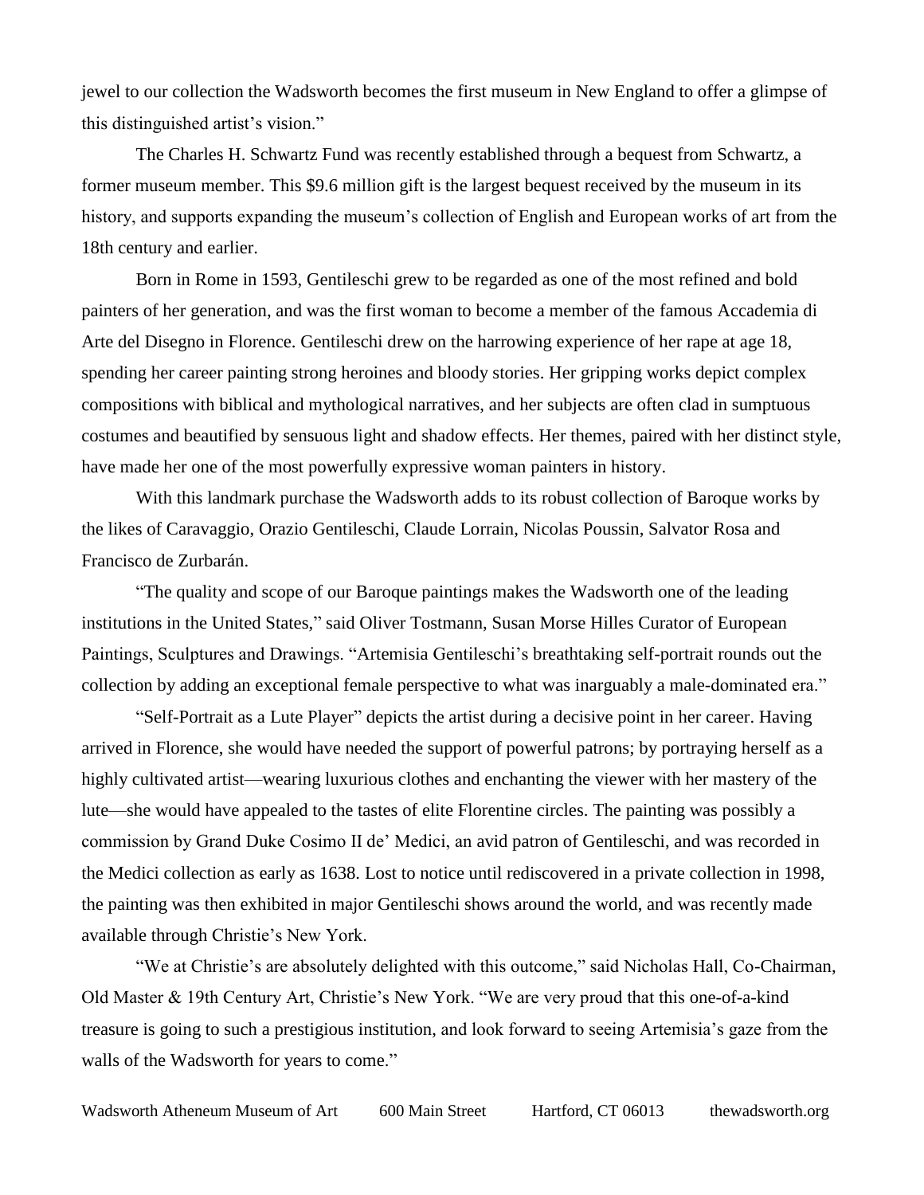jewel to our collection the Wadsworth becomes the first museum in New England to offer a glimpse of this distinguished artist's vision."

The Charles H. Schwartz Fund was recently established through a bequest from Schwartz, a former museum member. This $9.6 million gift is the largest bequest received by the museum in its history, and supports expanding the museum's collection of English and European works of art from the 18th century and earlier.

Born in Rome in 1593, Gentileschi grew to be regarded as one of the most refined and bold painters of her generation, and was the first woman to become a member of the famous Accademia di Arte del Disegno in Florence. Gentileschi drew on the harrowing experience of her rape at age 18, spending her career painting strong heroines and bloody stories. Her gripping works depict complex compositions with biblical and mythological narratives, and her subjects are often clad in sumptuous costumes and beautified by sensuous light and shadow effects. Her themes, paired with her distinct style, have made her one of the most powerfully expressive woman painters in history.

With this landmark purchase the Wadsworth adds to its robust collection of Baroque works by the likes of Caravaggio, Orazio Gentileschi, Claude Lorrain, Nicolas Poussin, Salvator Rosa and Francisco de Zurbarán.

"The quality and scope of our Baroque paintings makes the Wadsworth one of the leading institutions in the United States," said Oliver Tostmann, Susan Morse Hilles Curator of European Paintings, Sculptures and Drawings. "Artemisia Gentileschi's breathtaking self-portrait rounds out the collection by adding an exceptional female perspective to what was inarguably a male-dominated era."

"Self-Portrait as a Lute Player" depicts the artist during a decisive point in her career. Having arrived in Florence, she would have needed the support of powerful patrons; by portraying herself as a highly cultivated artist—wearing luxurious clothes and enchanting the viewer with her mastery of the lute—she would have appealed to the tastes of elite Florentine circles. The painting was possibly a commission by Grand Duke Cosimo II de' Medici, an avid patron of Gentileschi, and was recorded in the Medici collection as early as 1638. Lost to notice until rediscovered in a private collection in 1998, the painting was then exhibited in major Gentileschi shows around the world, and was recently made available through Christie's New York.

"We at Christie's are absolutely delighted with this outcome," said Nicholas Hall, Co-Chairman, Old Master & 19th Century Art, Christie's New York. "We are very proud that this one-of-a-kind treasure is going to such a prestigious institution, and look forward to seeing Artemisia's gaze from the walls of the Wadsworth for years to come."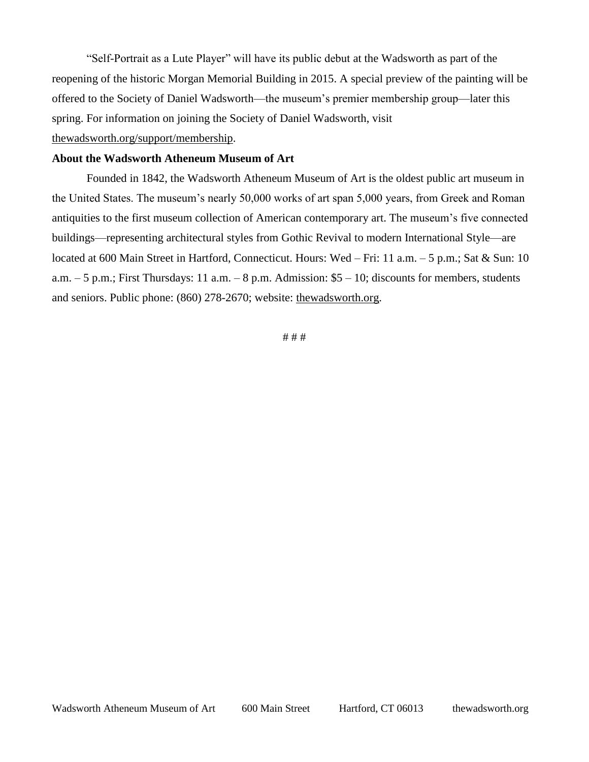"Self-Portrait as a Lute Player" will have its public debut at the Wadsworth as part of the reopening of the historic Morgan Memorial Building in 2015. A special preview of the painting will be offered to the Society of Daniel Wadsworth—the museum's premier membership group—later this spring. For information on joining the Society of Daniel Wadsworth, visit thewadsworth.org/support/membership.

**About the Wadsworth Atheneum Museum of Art**

Founded in 1842, the Wadsworth Atheneum Museum of Art is the oldest public art museum in the United States. The museum's nearly 50,000 works of art span 5,000 years, from Greek and Roman antiquities to the first museum collection of American contemporary art. The museum's five connected buildings—representing architectural styles from Gothic Revival to modern International Style—are located at 600 Main Street in Hartford, Connecticut. Hours: Wed – Fri: 11 a.m. – 5 p.m.; Sat & Sun: 10 a.m. – 5 p.m.; First Thursdays: 11 a.m. – 8 p.m. Admission: $5 – 10; discounts for members, students and seniors. Public phone: (860) 278-2670; website: thewadsworth.org.

# # #